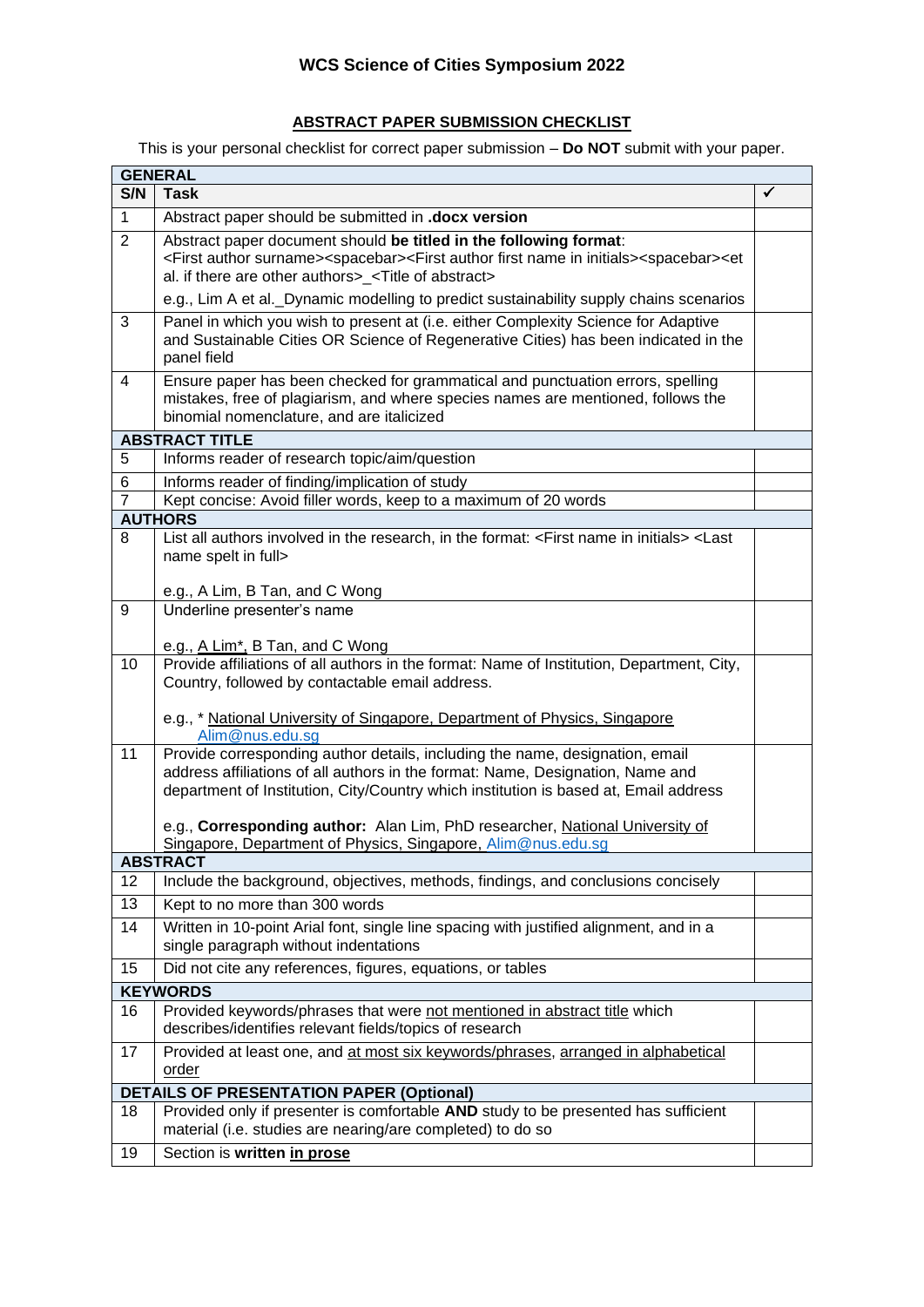# WCS Science of Cities Symposium 2022

## ABSTRACT PAPER SUBMISSION CHECKLIST

This is your personal checklist for correct paper submission – **Do NOT** submit with your paper.

| S/N | Task | ✓ |
|---|---|---|
| **GENERAL** | | |
| 1 | Abstract paper should be submitted in **.docx version** | |
| 2 | Abstract paper document should **be titled in the following format**: <First author surname><spacebar><First author first name in initials><spacebar><et al. if there are other authors>_<Title of abstract><br><br>e.g., Lim A et al._Dynamic modelling to predict sustainability supply chains scenarios | |
| 3 | Panel in which you wish to present at (i.e. either Complexity Science for Adaptive and Sustainable Cities OR Science of Regenerative Cities) has been indicated in the panel field | |
| 4 | Ensure paper has been checked for grammatical and punctuation errors, spelling mistakes, free of plagiarism, and where species names are mentioned, follows the binomial nomenclature, and are italicized | |
| **ABSTRACT TITLE** | | |
| 5 | Informs reader of research topic/aim/question | |
| 6 | Informs reader of finding/implication of study | |
| 7 | Kept concise: Avoid filler words, keep to a maximum of 20 words | |
| **AUTHORS** | | |
| 8 | List all authors involved in the research, in the format: <First name in initials> <Last name spelt in full><br><br>e.g., A Lim, B Tan, and C Wong | |
| 9 | Underline presenter's name<br><br>e.g., <u>A Lim*,</u> B Tan, and C Wong | |
| 10 | Provide affiliations of all authors in the format: Name of Institution, Department, City, Country, followed by contactable email address.<br><br>e.g., * <u>National University of Singapore, Department of Physics, Singapore</u><br>Alim@nus.edu.sg | |
| 11 | Provide corresponding author details, including the name, designation, email address affiliations of all authors in the format: Name, Designation, Name and department of Institution, City/Country which institution is based at, Email address<br><br>e.g., **Corresponding author:** Alan Lim, PhD researcher, <u>National University of Singapore, Department of Physics, Singapore</u>, Alim@nus.edu.sg | |
| **ABSTRACT** | | |
| 12 | Include the background, objectives, methods, findings, and conclusions concisely | |
| 13 | Kept to no more than 300 words | |
| 14 | Written in 10-point Arial font, single line spacing with justified alignment, and in a single paragraph without indentations | |
| 15 | Did not cite any references, figures, equations, or tables | |
| **KEYWORDS** | | |
| 16 | Provided keywords/phrases that were <u>not mentioned in abstract title</u> which describes/identifies relevant fields/topics of research | |
| 17 | Provided at least one, and <u>at most six keywords/phrases</u>, <u>arranged in alphabetical order</u> | |
| **DETAILS OF PRESENTATION PAPER (Optional)** | | |
| 18 | Provided only if presenter is comfortable **AND** study to be presented has sufficient material (i.e. studies are nearing/are completed) to do so | |
| 19 | Section is **written <u>in prose</u>** | |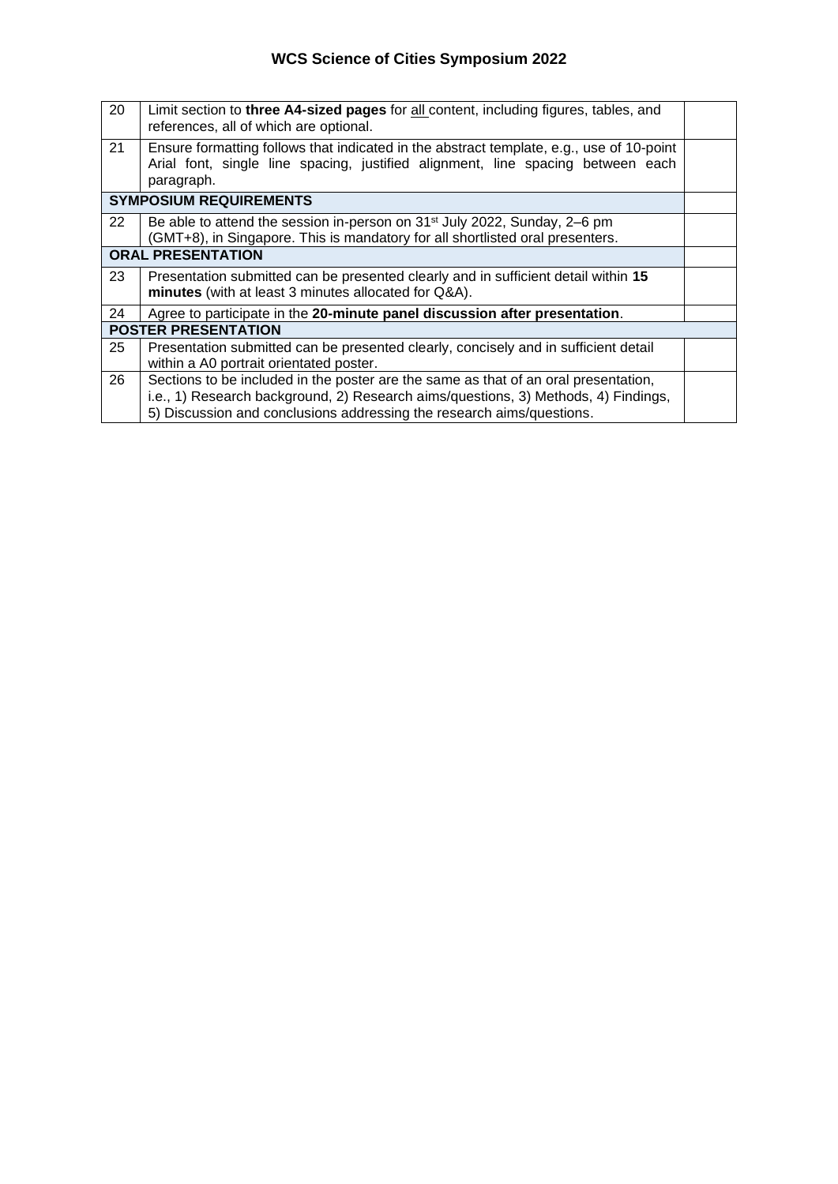| | | |
|---|---|---|
| 20 | Limit section to **three A4-sized pages** for all content, including figures, tables, and references, all of which are optional. | |
| 21 | Ensure formatting follows that indicated in the abstract template, e.g., use of 10-point Arial font, single line spacing, justified alignment, line spacing between each paragraph. | |
| **SYMPOSIUM REQUIREMENTS** | | |
| 22 | Be able to attend the session in-person on 31st July 2022, Sunday, 2–6 pm (GMT+8), in Singapore. This is mandatory for all shortlisted oral presenters. | |
| **ORAL PRESENTATION** | | |
| 23 | Presentation submitted can be presented clearly and in sufficient detail within **15 minutes** (with at least 3 minutes allocated for Q&A). | |
| 24 | Agree to participate in the **20-minute panel discussion after presentation**. | |
| **POSTER PRESENTATION** | | |
| 25 | Presentation submitted can be presented clearly, concisely and in sufficient detail within a A0 portrait orientated poster. | |
| 26 | Sections to be included in the poster are the same as that of an oral presentation, i.e., 1) Research background, 2) Research aims/questions, 3) Methods, 4) Findings, 5) Discussion and conclusions addressing the research aims/questions. | |